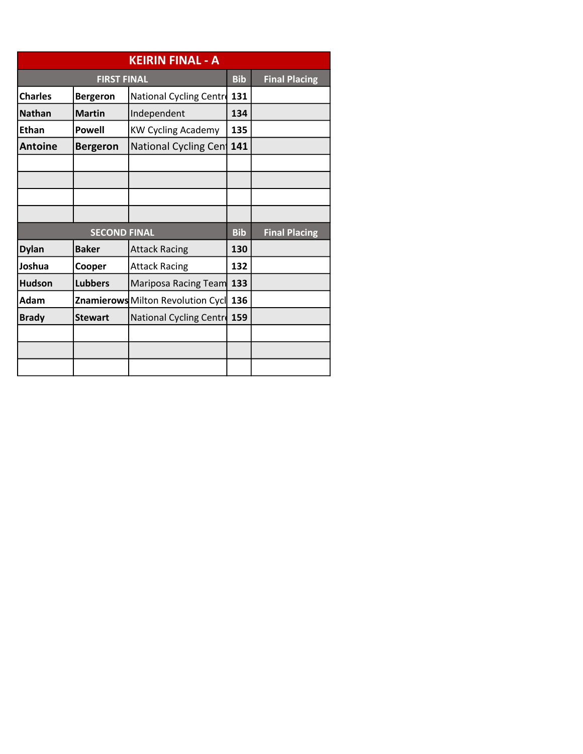# KEIRIN FINAL - A

| FIRST FINAL | | | Bib | Final Placing |
|---|---|---|---|---|
| Charles | Bergeron | National Cycling Centr | 131 | |
| Nathan | Martin | Independent | 134 | |
| Ethan | Powell | KW Cycling Academy | 135 | |
| Antoine | Bergeron | National Cycling Cen | 141 | |
| | | | | |
| | | | | |
| | | | | |
| | | | | |
| **SECOND FINAL** | | | **Bib** | **Final Placing** |
| Dylan | Baker | Attack Racing | 130 | |
| Joshua | Cooper | Attack Racing | 132 | |
| Hudson | Lubbers | Mariposa Racing Team | 133 | |
| Adam | Znamierows | Milton Revolution Cycl | 136 | |
| Brady | Stewart | National Cycling Centr | 159 | |
| | | | | |
| | | | | |
| | | | | |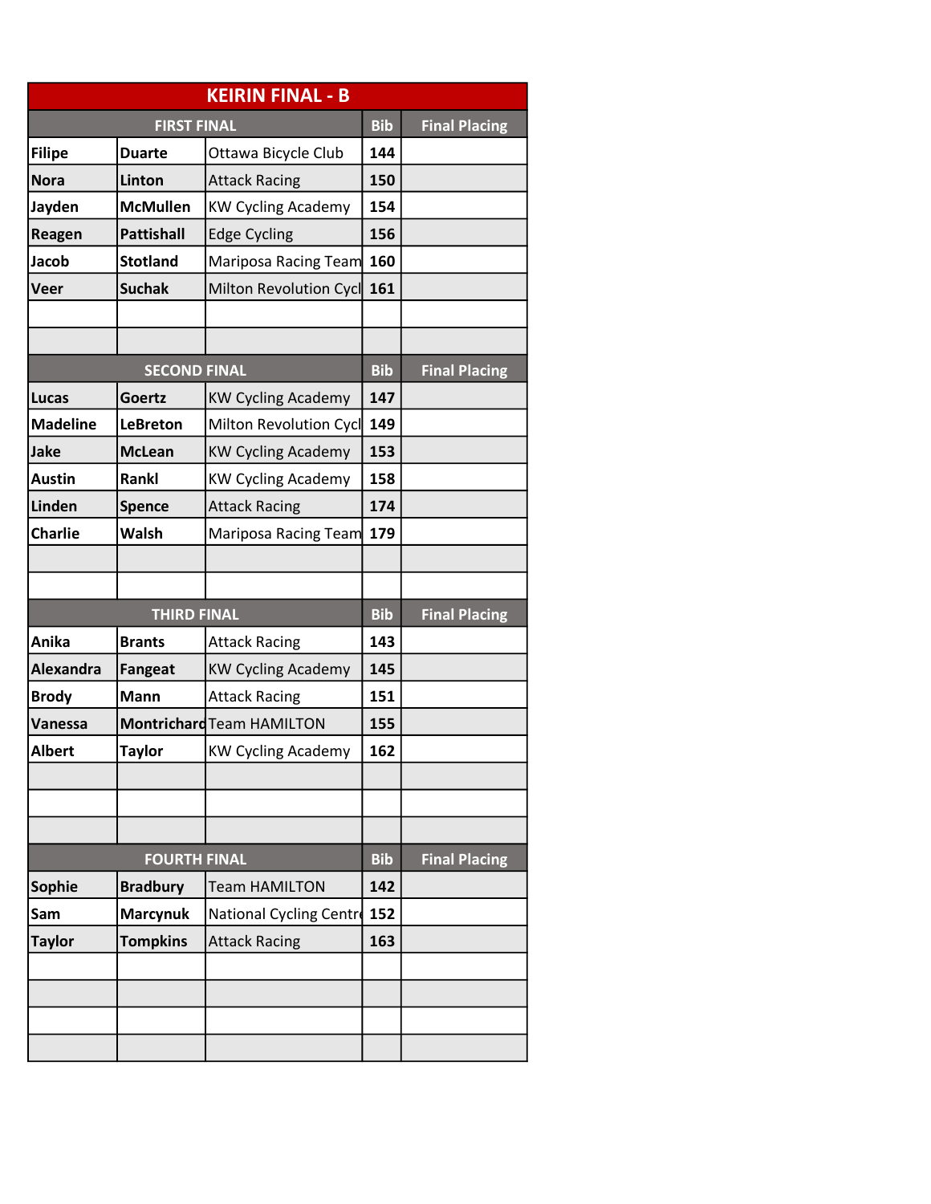# KEIRIN FINAL - B

| FIRST FINAL | | | Bib | Final Placing |
|---|---|---|---|---|
| Filipe | Duarte | Ottawa Bicycle Club | 144 | |
| Nora | Linton | Attack Racing | 150 | |
| Jayden | McMullen | KW Cycling Academy | 154 | |
| Reagen | Pattishall | Edge Cycling | 156 | |
| Jacob | Stotland | Mariposa Racing Team | 160 | |
| Veer | Suchak | Milton Revolution Cycl | 161 | |
| | | | | |
| | | | | |

| SECOND FINAL | | | Bib | Final Placing |
|---|---|---|---|---|
| Lucas | Goertz | KW Cycling Academy | 147 | |
| Madeline | LeBreton | Milton Revolution Cycl | 149 | |
| Jake | McLean | KW Cycling Academy | 153 | |
| Austin | Rankl | KW Cycling Academy | 158 | |
| Linden | Spence | Attack Racing | 174 | |
| Charlie | Walsh | Mariposa Racing Team | 179 | |
| | | | | |
| | | | | |

| THIRD FINAL | | | Bib | Final Placing |
|---|---|---|---|---|
| Anika | Brants | Attack Racing | 143 | |
| Alexandra | Fangeat | KW Cycling Academy | 145 | |
| Brody | Mann | Attack Racing | 151 | |
| Vanessa | Montrichard | Team HAMILTON | 155 | |
| Albert | Taylor | KW Cycling Academy | 162 | |
| | | | | |
| | | | | |
| | | | | |

| FOURTH FINAL | | | Bib | Final Placing |
|---|---|---|---|---|
| Sophie | Bradbury | Team HAMILTON | 142 | |
| Sam | Marcynuk | National Cycling Centre | 152 | |
| Taylor | Tompkins | Attack Racing | 163 | |
| | | | | |
| | | | | |
| | | | | |
| | | | | |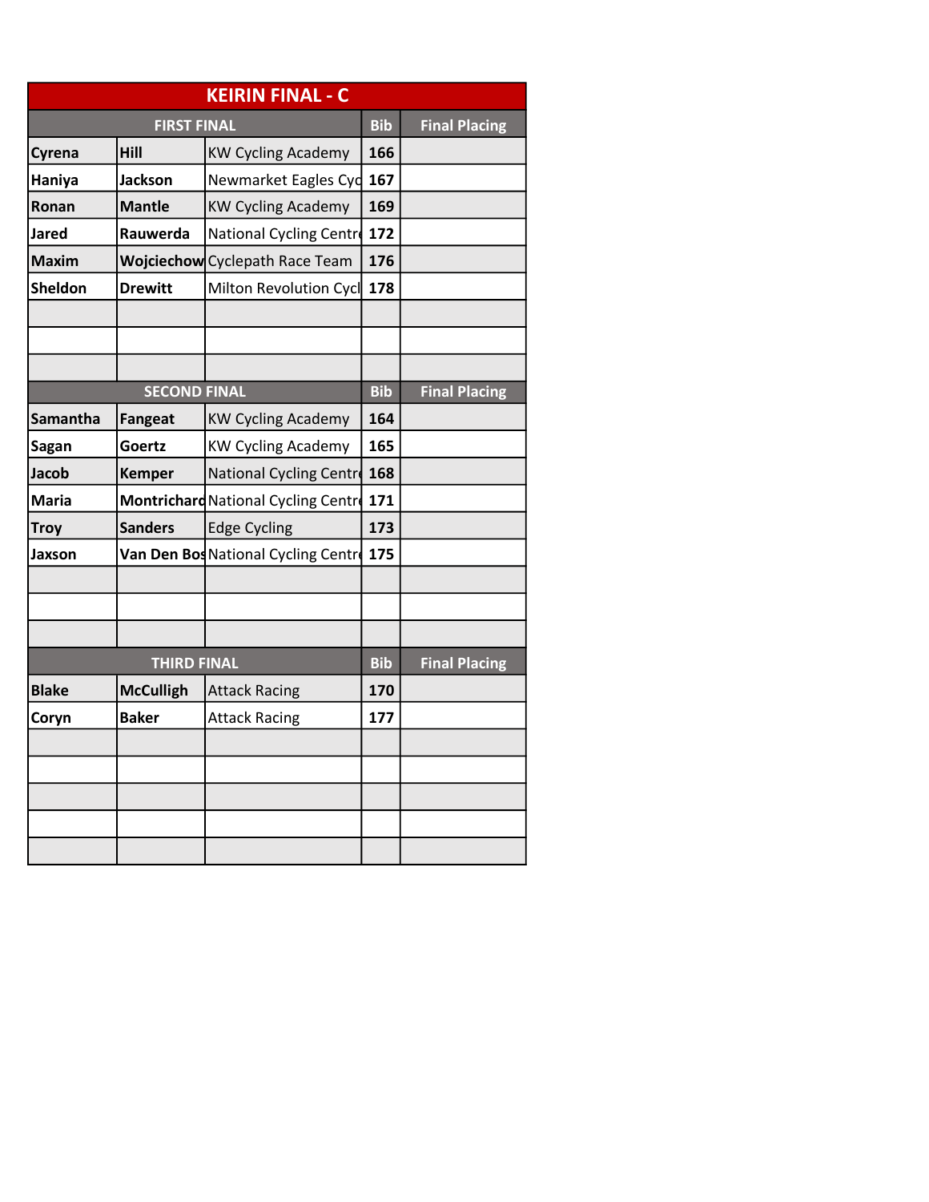# KEIRIN FINAL - C

| FIRST FINAL | | | Bib | Final Placing |
|---|---|---|---|---|
| Cyrena | Hill | KW Cycling Academy | 166 | |
| Haniya | Jackson | Newmarket Eagles Cyc | 167 | |
| Ronan | Mantle | KW Cycling Academy | 169 | |
| Jared | Rauwerda | National Cycling Centr | 172 | |
| Maxim | Wojciechow | Cyclepath Race Team | 176 | |
| Sheldon | Drewitt | Milton Revolution Cycl | 178 | |
| | | | | |
| | | | | |
| | | | | |

| SECOND FINAL | | | Bib | Final Placing |
|---|---|---|---|---|
| Samantha | Fangeat | KW Cycling Academy | 164 | |
| Sagan | Goertz | KW Cycling Academy | 165 | |
| Jacob | Kemper | National Cycling Centr | 168 | |
| Maria | Montrichard | National Cycling Centr | 171 | |
| Troy | Sanders | Edge Cycling | 173 | |
| Jaxson | Van Den Bos | National Cycling Centr | 175 | |
| | | | | |
| | | | | |
| | | | | |

| THIRD FINAL | | | Bib | Final Placing |
|---|---|---|---|---|
| Blake | McCulligh | Attack Racing | 170 | |
| Coryn | Baker | Attack Racing | 177 | |
| | | | | |
| | | | | |
| | | | | |
| | | | | |
| | | | | |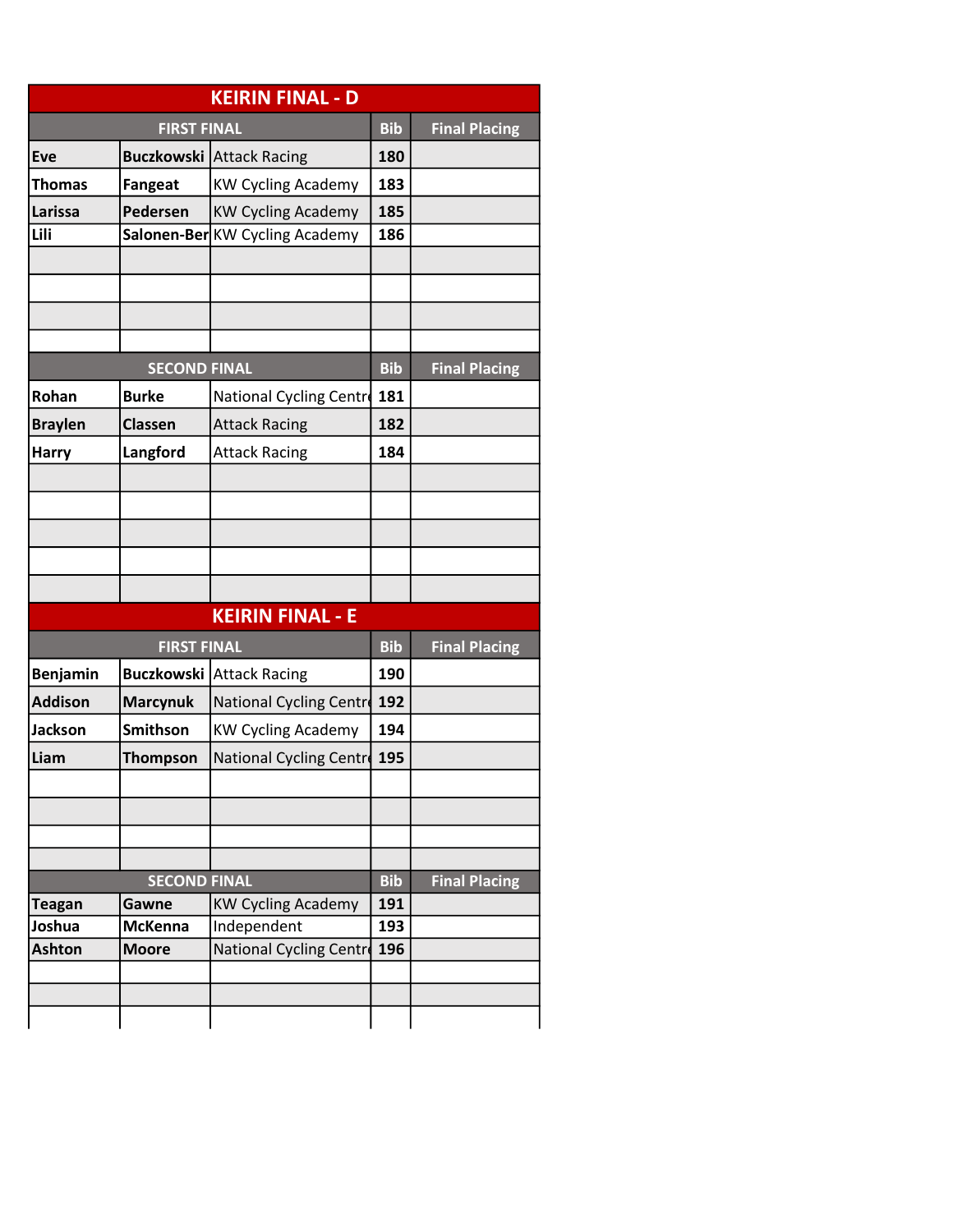# KEIRIN FINAL - D

| FIRST FINAL | | | Bib | Final Placing |
|---|---|---|---|---|
| Eve | Buczkowski | Attack Racing | 180 | |
| Thomas | Fangeat | KW Cycling Academy | 183 | |
| Larissa | Pedersen | KW Cycling Academy | 185 | |
| Lili | Salonen-Ber | KW Cycling Academy | 186 | |
| | | | | |
| | | | | |
| | | | | |
| | | | | |

| SECOND FINAL | | | Bib | Final Placing |
|---|---|---|---|---|
| Rohan | Burke | National Cycling Centr | 181 | |
| Braylen | Classen | Attack Racing | 182 | |
| Harry | Langford | Attack Racing | 184 | |
| | | | | |
| | | | | |
| | | | | |
| | | | | |
| | | | | |

# KEIRIN FINAL - E

| FIRST FINAL | | | Bib | Final Placing |
|---|---|---|---|---|
| Benjamin | Buczkowski | Attack Racing | 190 | |
| Addison | Marcynuk | National Cycling Centr | 192 | |
| Jackson | Smithson | KW Cycling Academy | 194 | |
| Liam | Thompson | National Cycling Centr | 195 | |
| | | | | |
| | | | | |
| | | | | |
| | | | | |

| SECOND FINAL | | | Bib | Final Placing |
|---|---|---|---|---|
| Teagan | Gawne | KW Cycling Academy | 191 | |
| Joshua | McKenna | Independent | 193 | |
| Ashton | Moore | National Cycling Centr | 196 | |
| | | | | |
| | | | | |
| | | | | |